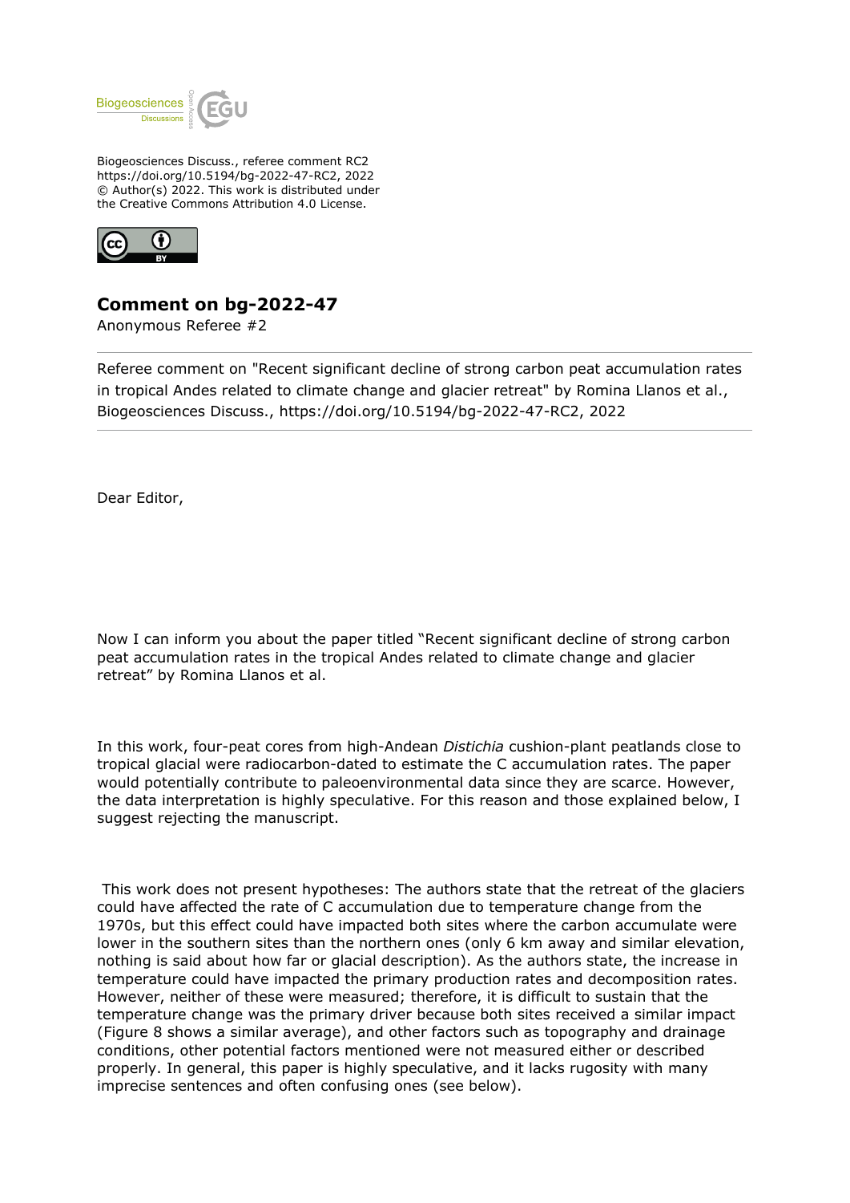Biogeosciences Discuss., referee comment RC2
https://doi.org/10.5194/bg-2022-47-RC2, 2022
© Author(s) 2022. This work is distributed under
the Creative Commons Attribution 4.0 License.

# Comment on bg-2022-47

Anonymous Referee #2

Referee comment on "Recent significant decline of strong carbon peat accumulation rates in tropical Andes related to climate change and glacier retreat" by Romina Llanos et al., Biogeosciences Discuss., https://doi.org/10.5194/bg-2022-47-RC2, 2022

Dear Editor,

Now I can inform you about the paper titled "Recent significant decline of strong carbon peat accumulation rates in the tropical Andes related to climate change and glacier retreat" by Romina Llanos et al.

In this work, four-peat cores from high-Andean *Distichia* cushion-plant peatlands close to tropical glacial were radiocarbon-dated to estimate the C accumulation rates. The paper would potentially contribute to paleoenvironmental data since they are scarce. However, the data interpretation is highly speculative. For this reason and those explained below, I suggest rejecting the manuscript.

This work does not present hypotheses: The authors state that the retreat of the glaciers could have affected the rate of C accumulation due to temperature change from the 1970s, but this effect could have impacted both sites where the carbon accumulate were lower in the southern sites than the northern ones (only 6 km away and similar elevation, nothing is said about how far or glacial description). As the authors state, the increase in temperature could have impacted the primary production rates and decomposition rates. However, neither of these were measured; therefore, it is difficult to sustain that the temperature change was the primary driver because both sites received a similar impact (Figure 8 shows a similar average), and other factors such as topography and drainage conditions, other potential factors mentioned were not measured either or described properly. In general, this paper is highly speculative, and it lacks rugosity with many imprecise sentences and often confusing ones (see below).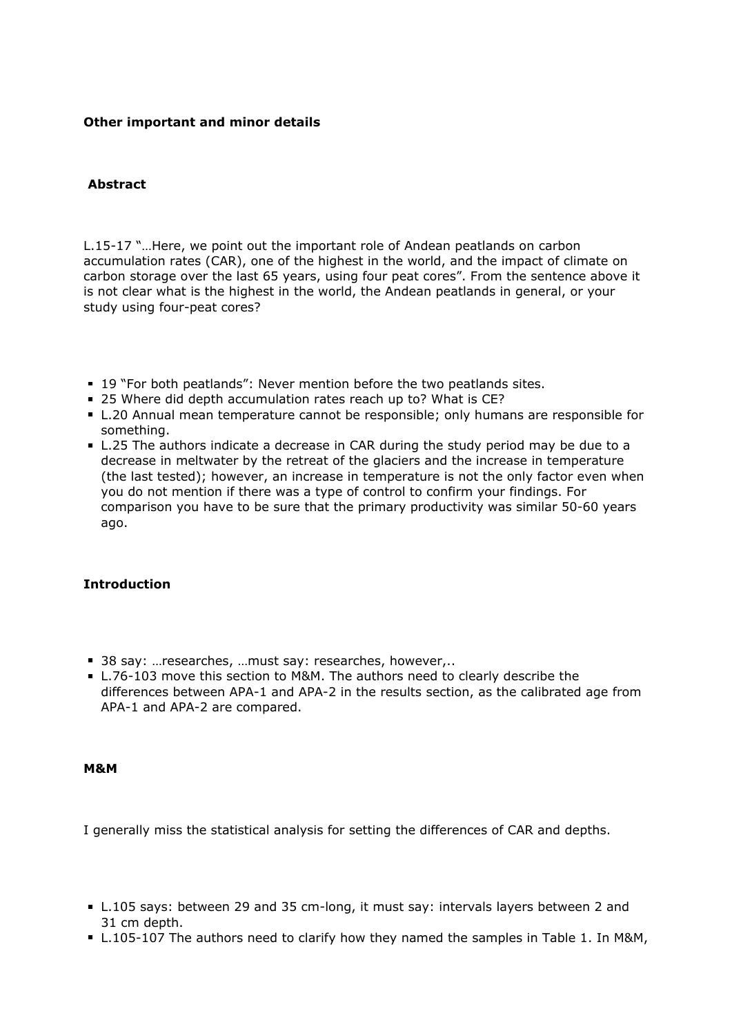**Other important and minor details**

**Abstract**

L.15-17 "…Here, we point out the important role of Andean peatlands on carbon accumulation rates (CAR), one of the highest in the world, and the impact of climate on carbon storage over the last 65 years, using four peat cores". From the sentence above it is not clear what is the highest in the world, the Andean peatlands in general, or your study using four-peat cores?

- 19 "For both peatlands": Never mention before the two peatlands sites.
- 25 Where did depth accumulation rates reach up to? What is CE?
- L.20 Annual mean temperature cannot be responsible; only humans are responsible for something.
- L.25 The authors indicate a decrease in CAR during the study period may be due to a decrease in meltwater by the retreat of the glaciers and the increase in temperature (the last tested); however, an increase in temperature is not the only factor even when you do not mention if there was a type of control to confirm your findings. For comparison you have to be sure that the primary productivity was similar 50-60 years ago.

**Introduction**

- 38 say: …researches, …must say: researches, however,..
- L.76-103 move this section to M&M. The authors need to clearly describe the differences between APA-1 and APA-2 in the results section, as the calibrated age from APA-1 and APA-2 are compared.

**M&M**

I generally miss the statistical analysis for setting the differences of CAR and depths.

- L.105 says: between 29 and 35 cm-long, it must say: intervals layers between 2 and 31 cm depth.
- L.105-107 The authors need to clarify how they named the samples in Table 1. In M&M,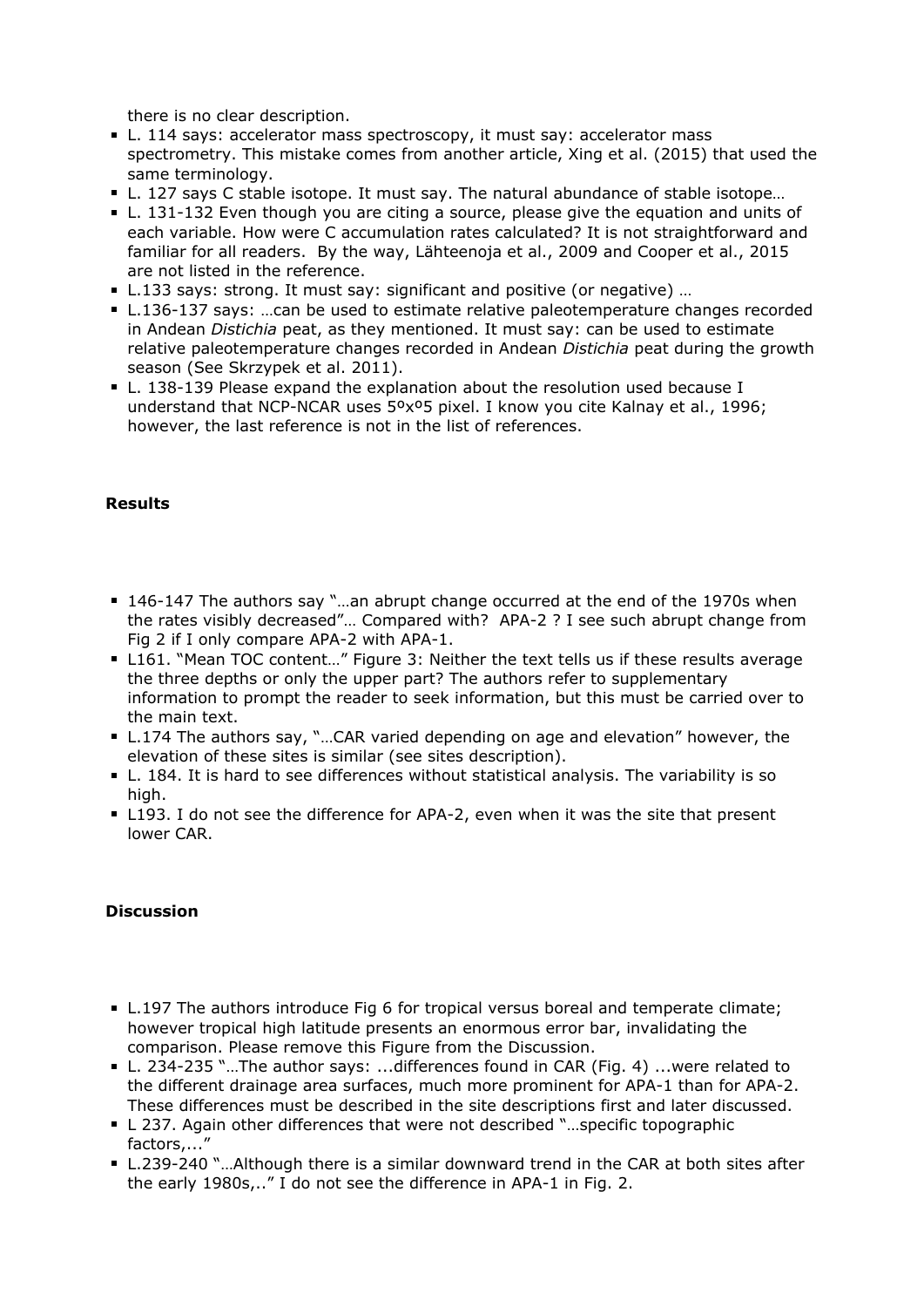there is no clear description.

- L. 114 says: accelerator mass spectroscopy, it must say: accelerator mass spectrometry. This mistake comes from another article, Xing et al. (2015) that used the same terminology.
- L. 127 says C stable isotope. It must say. The natural abundance of stable isotope…
- L. 131-132 Even though you are citing a source, please give the equation and units of each variable. How were C accumulation rates calculated? It is not straightforward and familiar for all readers. By the way, Lähteenoja et al., 2009 and Cooper et al., 2015 are not listed in the reference.
- L.133 says: strong. It must say: significant and positive (or negative) …
- L.136-137 says: …can be used to estimate relative paleotemperature changes recorded in Andean *Distichia* peat, as they mentioned. It must say: can be used to estimate relative paleotemperature changes recorded in Andean *Distichia* peat during the growth season (See Skrzypek et al. 2011).
- L. 138-139 Please expand the explanation about the resolution used because I understand that NCP-NCAR uses 5ºxº5 pixel. I know you cite Kalnay et al., 1996; however, the last reference is not in the list of references.

**Results**

- 146-147 The authors say "…an abrupt change occurred at the end of the 1970s when the rates visibly decreased"… Compared with? APA-2 ? I see such abrupt change from Fig 2 if I only compare APA-2 with APA-1.
- L161. "Mean TOC content…" Figure 3: Neither the text tells us if these results average the three depths or only the upper part? The authors refer to supplementary information to prompt the reader to seek information, but this must be carried over to the main text.
- L.174 The authors say, "…CAR varied depending on age and elevation" however, the elevation of these sites is similar (see sites description).
- L. 184. It is hard to see differences without statistical analysis. The variability is so high.
- L193. I do not see the difference for APA-2, even when it was the site that present lower CAR.

**Discussion**

- L.197 The authors introduce Fig 6 for tropical versus boreal and temperate climate; however tropical high latitude presents an enormous error bar, invalidating the comparison. Please remove this Figure from the Discussion.
- L. 234-235 "…The author says: ...differences found in CAR (Fig. 4) ...were related to the different drainage area surfaces, much more prominent for APA-1 than for APA-2. These differences must be described in the site descriptions first and later discussed.
- L 237. Again other differences that were not described "…specific topographic factors,..."
- L.239-240 "…Although there is a similar downward trend in the CAR at both sites after the early 1980s,.." I do not see the difference in APA-1 in Fig. 2.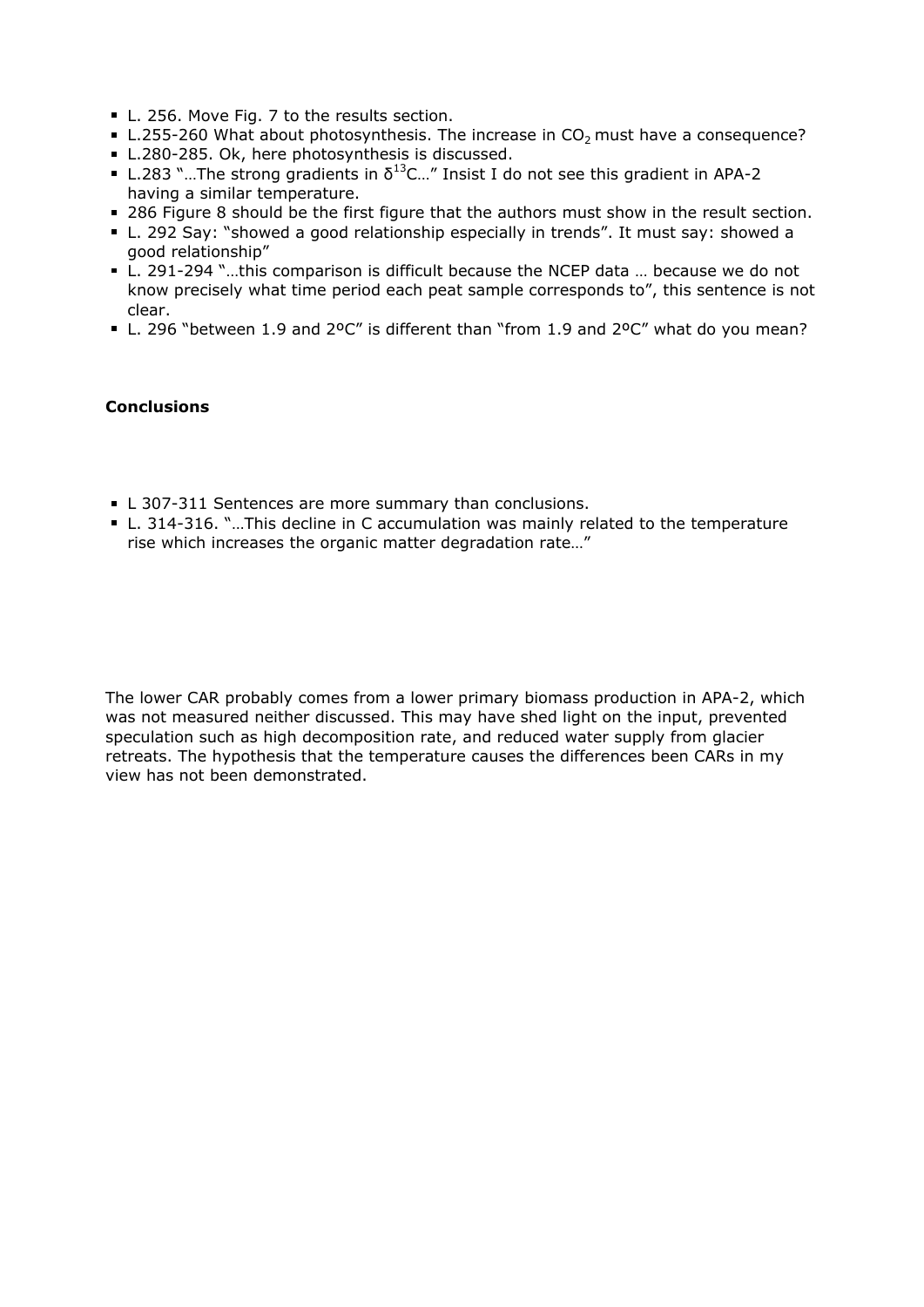- L. 256. Move Fig. 7 to the results section.
- L.255-260 What about photosynthesis. The increase in $CO_2$ must have a consequence?
- L.280-285. Ok, here photosynthesis is discussed.
- L.283 "…The strong gradients in $\delta^{13}C$…" Insist I do not see this gradient in APA-2 having a similar temperature.
- 286 Figure 8 should be the first figure that the authors must show in the result section.
- L. 292 Say: "showed a good relationship especially in trends". It must say: showed a good relationship"
- L. 291-294 "…this comparison is difficult because the NCEP data … because we do not know precisely what time period each peat sample corresponds to", this sentence is not clear.
- L. 296 "between 1.9 and 2ºC" is different than "from 1.9 and 2ºC" what do you mean?

**Conclusions**

- L 307-311 Sentences are more summary than conclusions.
- L. 314-316. "…This decline in C accumulation was mainly related to the temperature rise which increases the organic matter degradation rate…"

The lower CAR probably comes from a lower primary biomass production in APA-2, which was not measured neither discussed. This may have shed light on the input, prevented speculation such as high decomposition rate, and reduced water supply from glacier retreats. The hypothesis that the temperature causes the differences been CARs in my view has not been demonstrated.